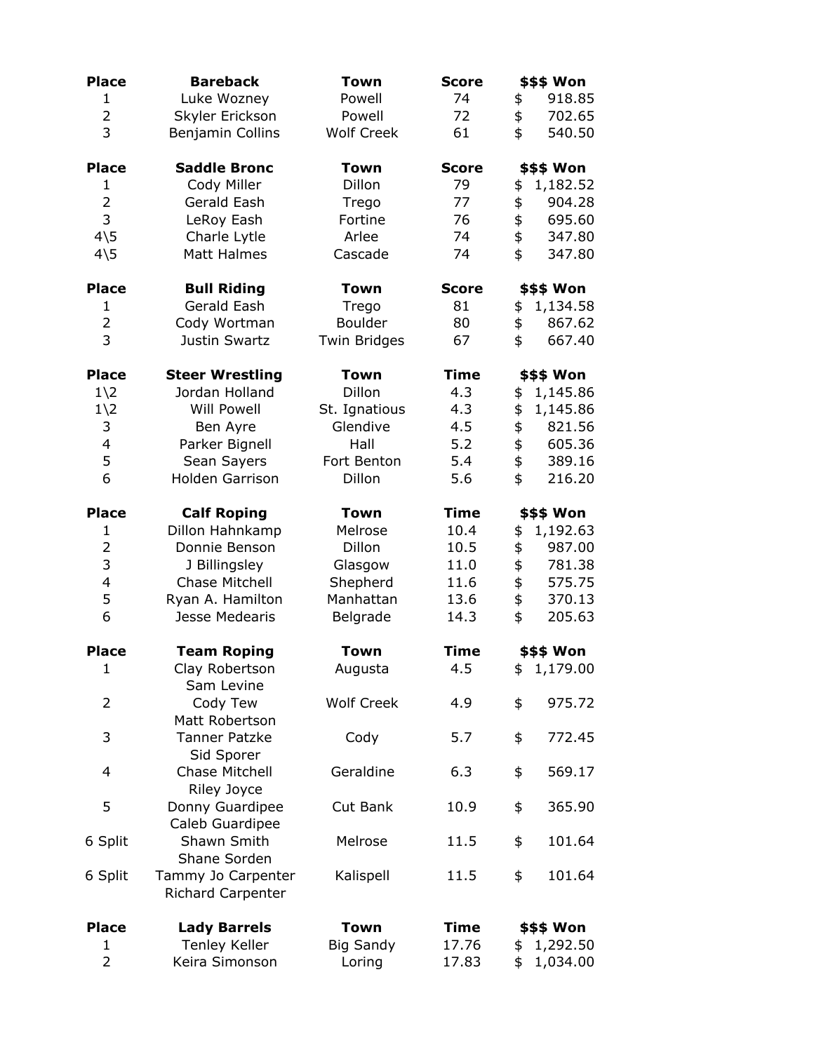| Place | Bareback | Town | Score | $$$ Won |
|---|---|---|---|---|
| 1 | Luke Wozney | Powell | 74 | $ 918.85 |
| 2 | Skyler Erickson | Powell | 72 | $ 702.65 |
| 3 | Benjamin Collins | Wolf Creek | 61 | $ 540.50 |

| Place | Saddle Bronc | Town | Score | $$$ Won |
|---|---|---|---|---|
| 1 | Cody Miller | Dillon | 79 | $ 1,182.52 |
| 2 | Gerald Eash | Trego | 77 | $ 904.28 |
| 3 | LeRoy Eash | Fortine | 76 | $ 695.60 |
| 4\5 | Charle Lytle | Arlee | 74 | $ 347.80 |
| 4\5 | Matt Halmes | Cascade | 74 | $ 347.80 |

| Place | Bull Riding | Town | Score | $$$ Won |
|---|---|---|---|---|
| 1 | Gerald Eash | Trego | 81 | $ 1,134.58 |
| 2 | Cody Wortman | Boulder | 80 | $ 867.62 |
| 3 | Justin Swartz | Twin Bridges | 67 | $ 667.40 |

| Place | Steer Wrestling | Town | Time | $$$ Won |
|---|---|---|---|---|
| 1\2 | Jordan Holland | Dillon | 4.3 | $ 1,145.86 |
| 1\2 | Will Powell | St. Ignatious | 4.3 | $ 1,145.86 |
| 3 | Ben Ayre | Glendive | 4.5 | $ 821.56 |
| 4 | Parker Bignell | Hall | 5.2 | $ 605.36 |
| 5 | Sean Sayers | Fort Benton | 5.4 | $ 389.16 |
| 6 | Holden Garrison | Dillon | 5.6 | $ 216.20 |

| Place | Calf Roping | Town | Time | $$$ Won |
|---|---|---|---|---|
| 1 | Dillon Hahnkamp | Melrose | 10.4 | $ 1,192.63 |
| 2 | Donnie Benson | Dillon | 10.5 | $ 987.00 |
| 3 | J Billingsley | Glasgow | 11.0 | $ 781.38 |
| 4 | Chase Mitchell | Shepherd | 11.6 | $ 575.75 |
| 5 | Ryan A. Hamilton | Manhattan | 13.6 | $ 370.13 |
| 6 | Jesse Medearis | Belgrade | 14.3 | $ 205.63 |

| Place | Team Roping | Town | Time | $$$ Won |
|---|---|---|---|---|
| 1 | Clay Robertson<br>Sam Levine | Augusta | 4.5 | $ 1,179.00 |
| 2 | Cody Tew<br>Matt Robertson | Wolf Creek | 4.9 | $ 975.72 |
| 3 | Tanner Patzke<br>Sid Sporer | Cody | 5.7 | $ 772.45 |
| 4 | Chase Mitchell<br>Riley Joyce | Geraldine | 6.3 | $ 569.17 |
| 5 | Donny Guardipee<br>Caleb Guardipee | Cut Bank | 10.9 | $ 365.90 |
| 6 Split | Shawn Smith<br>Shane Sorden | Melrose | 11.5 | $ 101.64 |
| 6 Split | Tammy Jo Carpenter<br>Richard Carpenter | Kalispell | 11.5 | $ 101.64 |

| Place | Lady Barrels | Town | Time | $$$ Won |
|---|---|---|---|---|
| 1 | Tenley Keller | Big Sandy | 17.76 | $ 1,292.50 |
| 2 | Keira Simonson | Loring | 17.83 | $ 1,034.00 |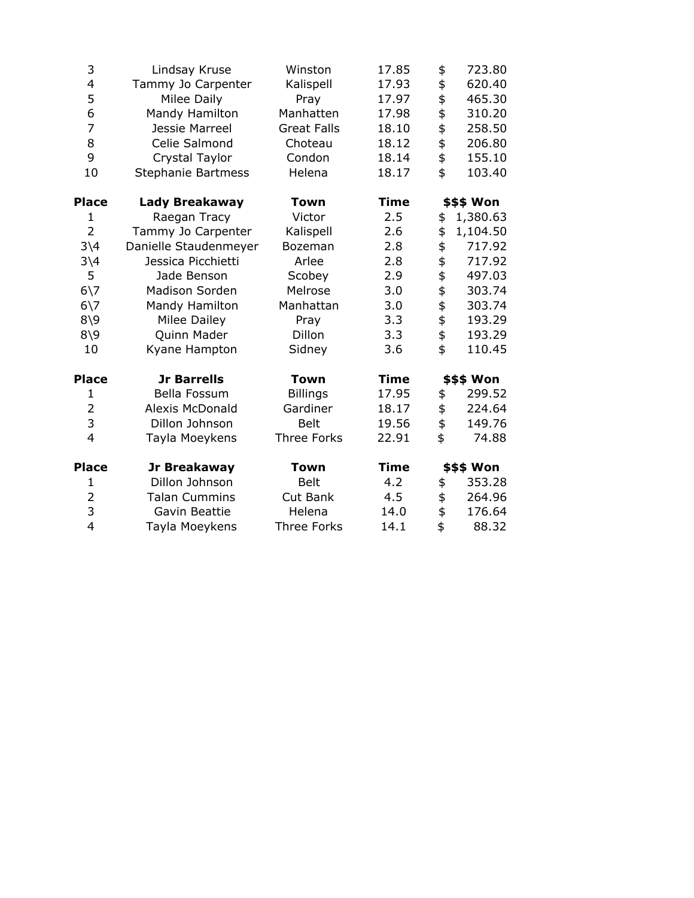| | | | | |
|---|---|---|---|---|
| 3 | Lindsay Kruse | Winston | 17.85 | $ 723.80 |
| 4 | Tammy Jo Carpenter | Kalispell | 17.93 | $ 620.40 |
| 5 | Milee Daily | Pray | 17.97 | $ 465.30 |
| 6 | Mandy Hamilton | Manhatten | 17.98 | $ 310.20 |
| 7 | Jessie Marreel | Great Falls | 18.10 | $ 258.50 |
| 8 | Celie Salmond | Choteau | 18.12 | $ 206.80 |
| 9 | Crystal Taylor | Condon | 18.14 | $ 155.10 |
| 10 | Stephanie Bartmess | Helena | 18.17 | $ 103.40 |

| Place | Lady Breakaway | Town | Time | $$$ Won |
|---|---|---|---|---|
| 1 | Raegan Tracy | Victor | 2.5 | $ 1,380.63 |
| 2 | Tammy Jo Carpenter | Kalispell | 2.6 | $ 1,104.50 |
| 3\4 | Danielle Staudenmeyer | Bozeman | 2.8 | $ 717.92 |
| 3\4 | Jessica Picchietti | Arlee | 2.8 | $ 717.92 |
| 5 | Jade Benson | Scobey | 2.9 | $ 497.03 |
| 6\7 | Madison Sorden | Melrose | 3.0 | $ 303.74 |
| 6\7 | Mandy Hamilton | Manhattan | 3.0 | $ 303.74 |
| 8\9 | Milee Dailey | Pray | 3.3 | $ 193.29 |
| 8\9 | Quinn Mader | Dillon | 3.3 | $ 193.29 |
| 10 | Kyane Hampton | Sidney | 3.6 | $ 110.45 |

| Place | Jr Barrells | Town | Time | $$$ Won |
|---|---|---|---|---|
| 1 | Bella Fossum | Billings | 17.95 | $ 299.52 |
| 2 | Alexis McDonald | Gardiner | 18.17 | $ 224.64 |
| 3 | Dillon Johnson | Belt | 19.56 | $ 149.76 |
| 4 | Tayla Moeykens | Three Forks | 22.91 | $ 74.88 |

| Place | Jr Breakaway | Town | Time | $$$ Won |
|---|---|---|---|---|
| 1 | Dillon Johnson | Belt | 4.2 | $ 353.28 |
| 2 | Talan Cummins | Cut Bank | 4.5 | $ 264.96 |
| 3 | Gavin Beattie | Helena | 14.0 | $ 176.64 |
| 4 | Tayla Moeykens | Three Forks | 14.1 | $ 88.32 |